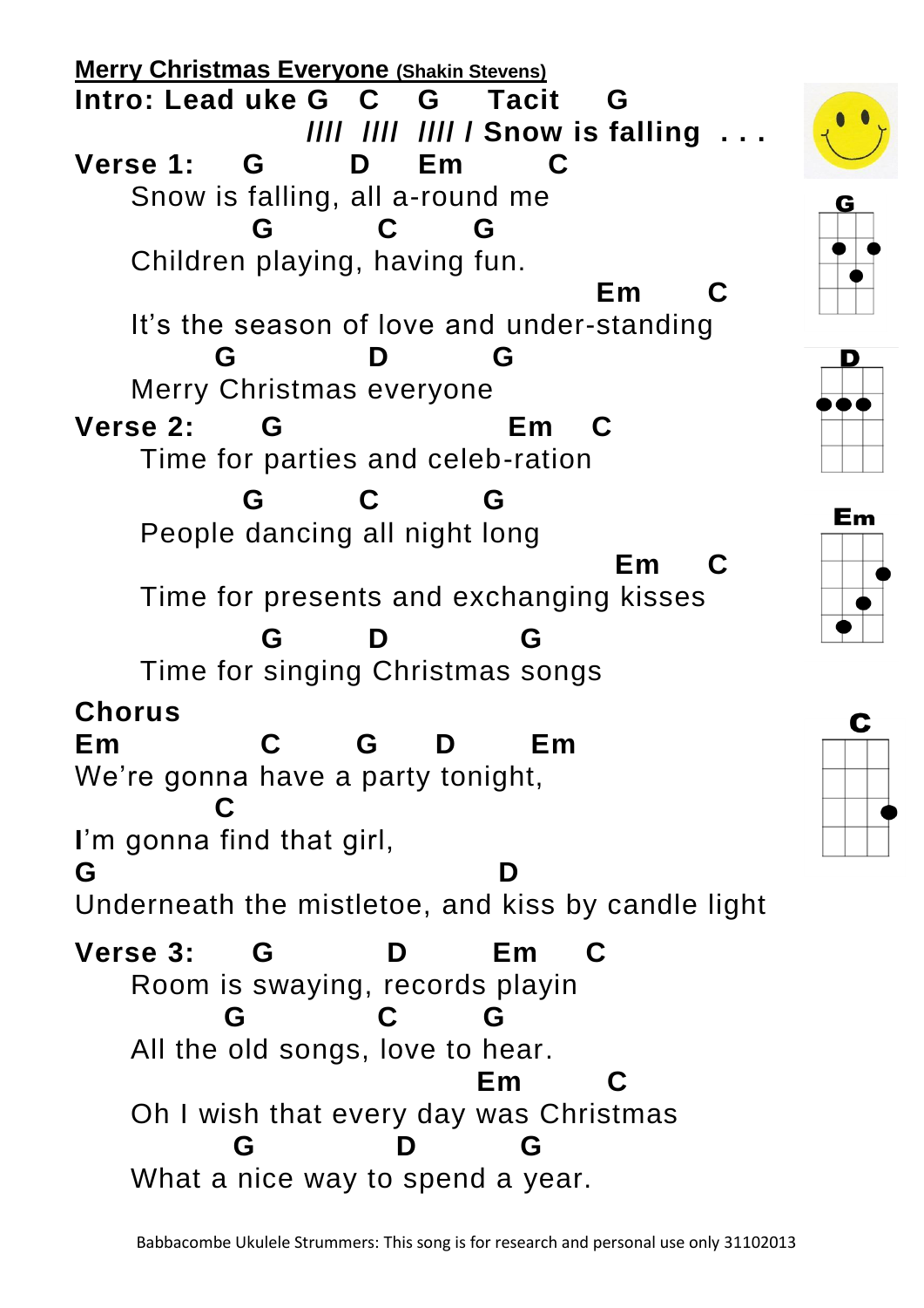**Merry Christmas Everyone** (Shakin Stevens)

```
Intro: Lead uke G    C    G     Tacit    G
                  ////  ////  //// / Snow is falling . . .
Verse 1:    G        D     Em         C
      Snow is falling, all a-round me
                 G          C       G
      Children playing, having fun.
                                             Em       C
      It's the season of love and under-standing
             G            D          G
      Merry Christmas everyone
Verse 2:     G                     Em    C
       Time for parties and celeb-ration
                 G         C          G
       People dancing all night long
                                              Em      C
       Time for presents and exchanging kisses
                  G        D            G
       Time for singing Christmas songs
Chorus
Em             C       G      D       Em
We're gonna have a party tonight,
           C
I'm gonna find that girl,
G                                  D
Underneath the mistletoe, and kiss by candle light
Verse 3:     G          D         Em     C
      Room is swaying, records playin
              G           C         G
      All the old songs, love to hear.
                                   Em         C
      Oh I wish that every day was Christmas
               G            D          G
      What a nice way to spend a year.
```

G D Em C

Babbacombe Ukulele Strummers: This song is for research and personal use only 31102013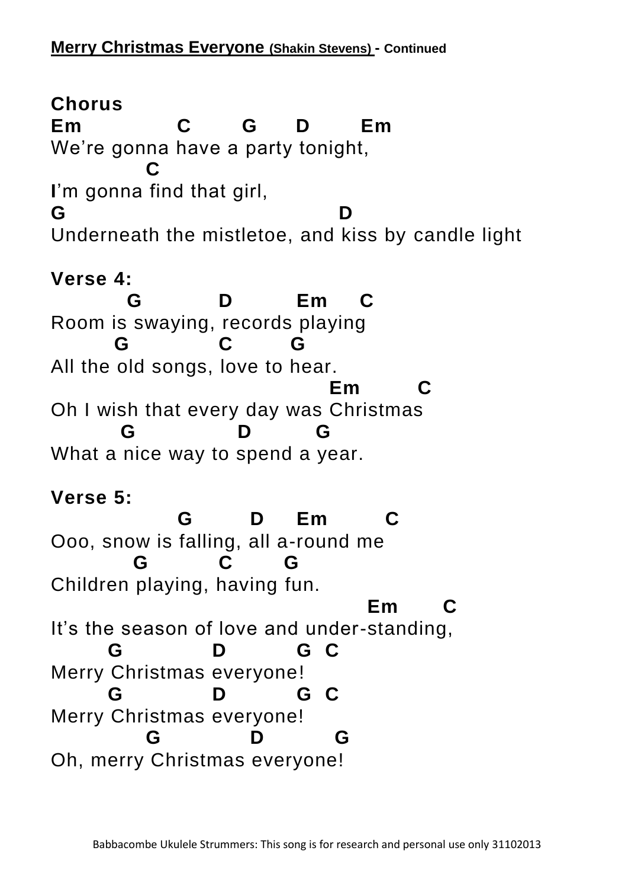**Merry Christmas Everyone (Shakin Stevens) - Continued**

**Chorus**

```
Em            C        G       D        Em
We're gonna have a party tonight,
           C
I'm gonna find that girl,
G                                    D
Underneath the mistletoe, and kiss by candle light
```

**Verse 4:**

```
          G          D         Em     C
Room is swaying, records playing
        G           C        G
All the old songs, love to hear.
                                    Em        C
Oh I wish that every day was Christmas
         G             D         G
What a nice way to spend a year.
```

**Verse 5:**

```
                G        D     Em        C
Ooo, snow is falling, all a-round me
          G          C       G
Children playing, having fun.
                                         Em      C
It's the season of love and under-standing,
       G             D          G  C
Merry Christmas everyone!
       G             D          G  C
Merry Christmas everyone!
            G             D          G
Oh, merry Christmas everyone!
```

Babbacombe Ukulele Strummers: This song is for research and personal use only 31102013